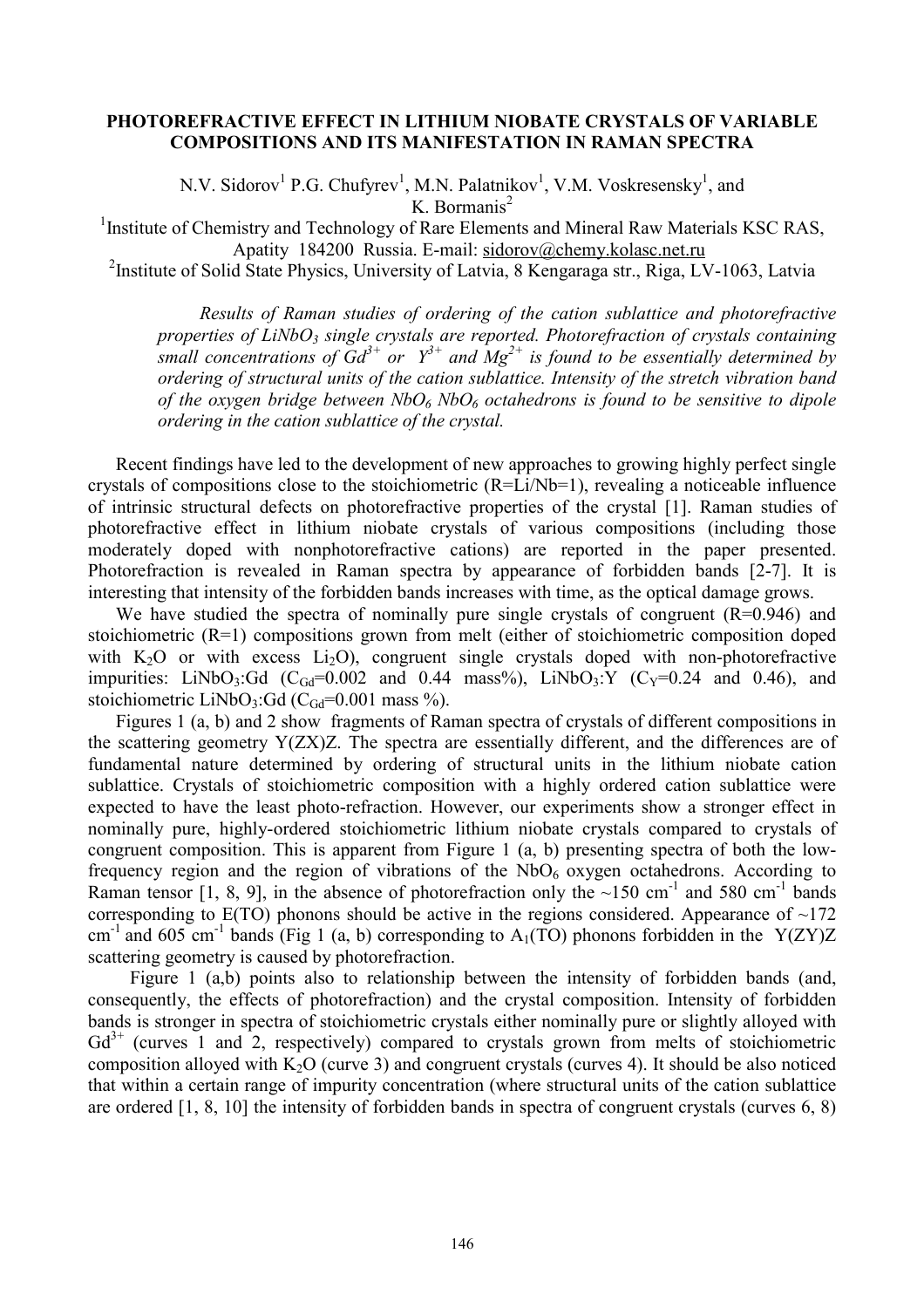# PHOTOREFRACTIVE EFFECT IN LITHIUM NIOBATE CRYSTALS OF VARIABLE COMPOSITIONS AND ITS MANIFESTATION IN RAMAN SPECTRA

N.V. Sidorov[1] P.G. Chufyrev[1], M.N. Palatnikov[1], V.M. Voskresensky[1], and K. Bormanis[2]

[1]Institute of Chemistry and Technology of Rare Elements and Mineral Raw Materials KSC RAS, Apatity 184200 Russia. E-mail: sidorov@chemy.kolasc.net.ru

[2]Institute of Solid State Physics, University of Latvia, 8 Kengaraga str., Riga, LV-1063, Latvia

*Results of Raman studies of ordering of the cation sublattice and photorefractive properties of $LiNbO_3$ single crystals are reported. Photorefraction of crystals containing small concentrations of $Gd^{3+}$ or $Y^{3+}$ and $Mg^{2+}$ is found to be essentially determined by ordering of structural units of the cation sublattice. Intensity of the stretch vibration band of the oxygen bridge between $NbO_6$ $NbO_6$ octahedrons is found to be sensitive to dipole ordering in the cation sublattice of the crystal.*

Recent findings have led to the development of new approaches to growing highly perfect single crystals of compositions close to the stoichiometric (R=Li/Nb=1), revealing a noticeable influence of intrinsic structural defects on photorefractive properties of the crystal [1]. Raman studies of photorefractive effect in lithium niobate crystals of various compositions (including those moderately doped with nonphotorefractive cations) are reported in the paper presented. Photorefraction is revealed in Raman spectra by appearance of forbidden bands [2-7]. It is interesting that intensity of the forbidden bands increases with time, as the optical damage grows.

We have studied the spectra of nominally pure single crystals of congruent (R=0.946) and stoichiometric (R=1) compositions grown from melt (either of stoichiometric composition doped with $K_2O$ or with excess $Li_2O$), congruent single crystals doped with non-photorefractive impurities: $LiNbO_3$:Gd ($C_{Gd}$=0.002 and 0.44 mass%), $LiNbO_3$:Y ($C_Y$=0.24 and 0.46), and stoichiometric $LiNbO_3$:Gd ($C_{Gd}$=0.001 mass %).

Figures 1 (a, b) and 2 show fragments of Raman spectra of crystals of different compositions in the scattering geometry Y(ZX)Z. The spectra are essentially different, and the differences are of fundamental nature determined by ordering of structural units in the lithium niobate cation sublattice. Crystals of stoichiometric composition with a highly ordered cation sublattice were expected to have the least photo-refraction. However, our experiments show a stronger effect in nominally pure, highly-ordered stoichiometric lithium niobate crystals compared to crystals of congruent composition. This is apparent from Figure 1 (a, b) presenting spectra of both the low-frequency region and the region of vibrations of the $NbO_6$ oxygen octahedrons. According to Raman tensor [1, 8, 9], in the absence of photorefraction only the ~150 $cm^{-1}$ and 580 $cm^{-1}$ bands corresponding to E(TO) phonons should be active in the regions considered. Appearance of ~172 $cm^{-1}$ and 605 $cm^{-1}$ bands (Fig 1 (a, b) corresponding to $A_1$(TO) phonons forbidden in the Y(ZY)Z scattering geometry is caused by photorefraction.

Figure 1 (a,b) points also to relationship between the intensity of forbidden bands (and, consequently, the effects of photorefraction) and the crystal composition. Intensity of forbidden bands is stronger in spectra of stoichiometric crystals either nominally pure or slightly alloyed with $Gd^{3+}$ (curves 1 and 2, respectively) compared to crystals grown from melts of stoichiometric composition alloyed with $K_2O$ (curve 3) and congruent crystals (curves 4). It should be also noticed that within a certain range of impurity concentration (where structural units of the cation sublattice are ordered [1, 8, 10] the intensity of forbidden bands in spectra of congruent crystals (curves 6, 8)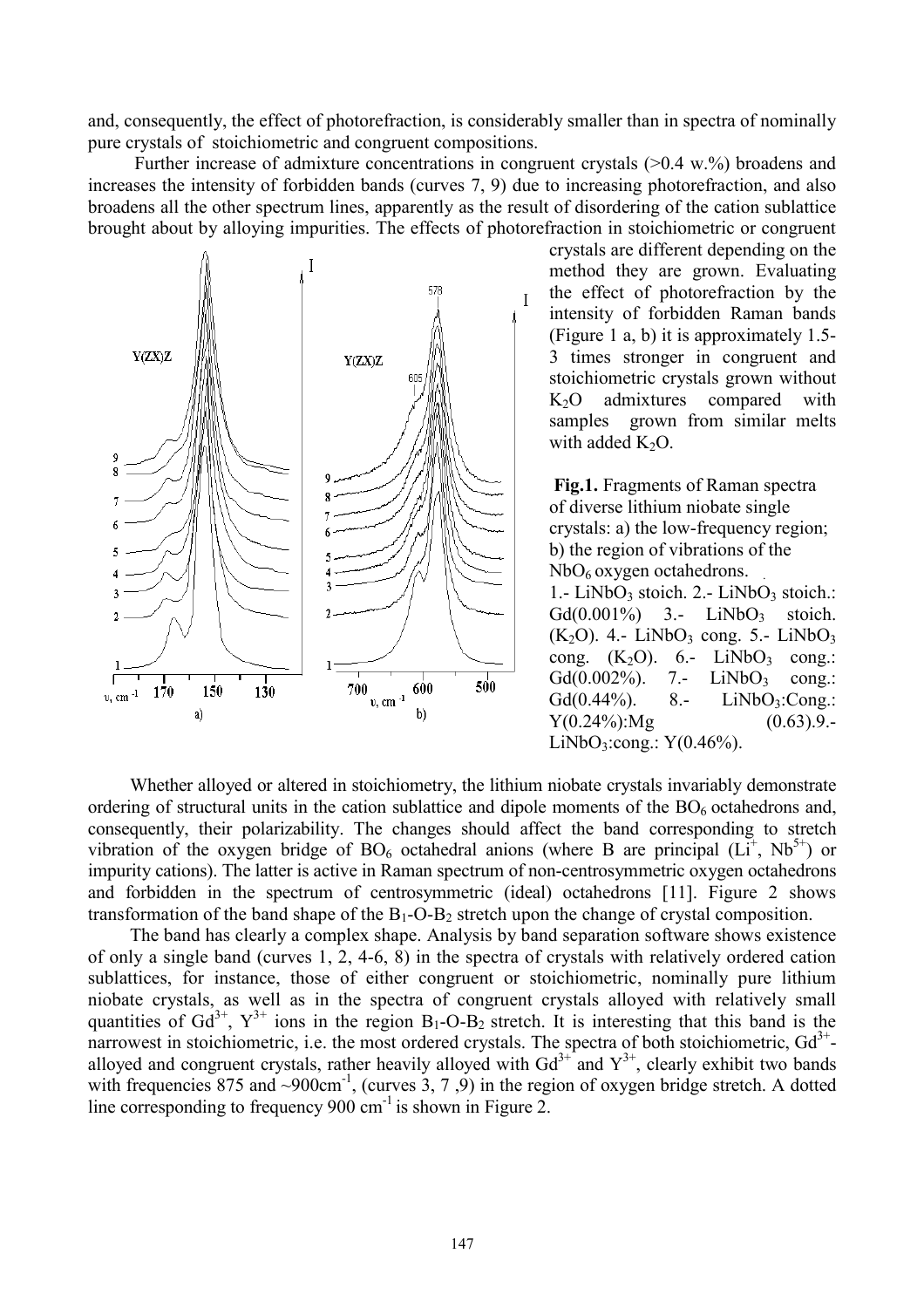and, consequently, the effect of photorefraction, is considerably smaller than in spectra of nominally pure crystals of stoichiometric and congruent compositions.

Further increase of admixture concentrations in congruent crystals (>0.4 w.%) broadens and increases the intensity of forbidden bands (curves 7, 9) due to increasing photorefraction, and also broadens all the other spectrum lines, apparently as the result of disordering of the cation sublattice brought about by alloying impurities. The effects of photorefraction in stoichiometric or congruent crystals are different depending on the method they are grown. Evaluating the effect of photorefraction by the intensity of forbidden Raman bands (Figure 1 a, b) it is approximately 1.5-3 times stronger in congruent and stoichiometric crystals grown without $K_2O$ admixtures compared with samples grown from similar melts with added $K_2O$.

**Fig.1.** Fragments of Raman spectra of diverse lithium niobate single crystals: a) the low-frequency region; b) the region of vibrations of the $NbO_6$ oxygen octahedrons. 1.- $LiNbO_3$ stoich. 2.- $LiNbO_3$ stoich.: Gd(0.001%) 3.- $LiNbO_3$ stoich. ($K_2O$). 4.- $LiNbO_3$ cong. 5.- $LiNbO_3$ cong. ($K_2O$). 6.- $LiNbO_3$ cong.: Gd(0.002%). 7.- $LiNbO_3$ cong.: Gd(0.44%). 8.- $LiNbO_3$:Cong.: Y(0.24%):Mg (0.63).9.- $LiNbO_3$:cong.: Y(0.46%).

Whether alloyed or altered in stoichiometry, the lithium niobate crystals invariably demonstrate ordering of structural units in the cation sublattice and dipole moments of the $BO_6$ octahedrons and, consequently, their polarizability. The changes should affect the band corresponding to stretch vibration of the oxygen bridge of $BO_6$ octahedral anions (where B are principal ($Li^+$, $Nb^{5+}$) or impurity cations). The latter is active in Raman spectrum of non-centrosymmetric oxygen octahedrons and forbidden in the spectrum of centrosymmetric (ideal) octahedrons [11]. Figure 2 shows transformation of the band shape of the $B_1$-O-$B_2$ stretch upon the change of crystal composition.

The band has clearly a complex shape. Analysis by band separation software shows existence of only a single band (curves 1, 2, 4-6, 8) in the spectra of crystals with relatively ordered cation sublattices, for instance, those of either congruent or stoichiometric, nominally pure lithium niobate crystals, as well as in the spectra of congruent crystals alloyed with relatively small quantities of $Gd^{3+}$, $Y^{3+}$ ions in the region $B_1$-O-$B_2$ stretch. It is interesting that this band is the narrowest in stoichiometric, i.e. the most ordered crystals. The spectra of both stoichiometric, $Gd^{3+}$-alloyed and congruent crystals, rather heavily alloyed with $Gd^{3+}$ and $Y^{3+}$, clearly exhibit two bands with frequencies 875 and ~900cm$^{-1}$, (curves 3, 7 ,9) in the region of oxygen bridge stretch. A dotted line corresponding to frequency 900 cm$^{-1}$ is shown in Figure 2.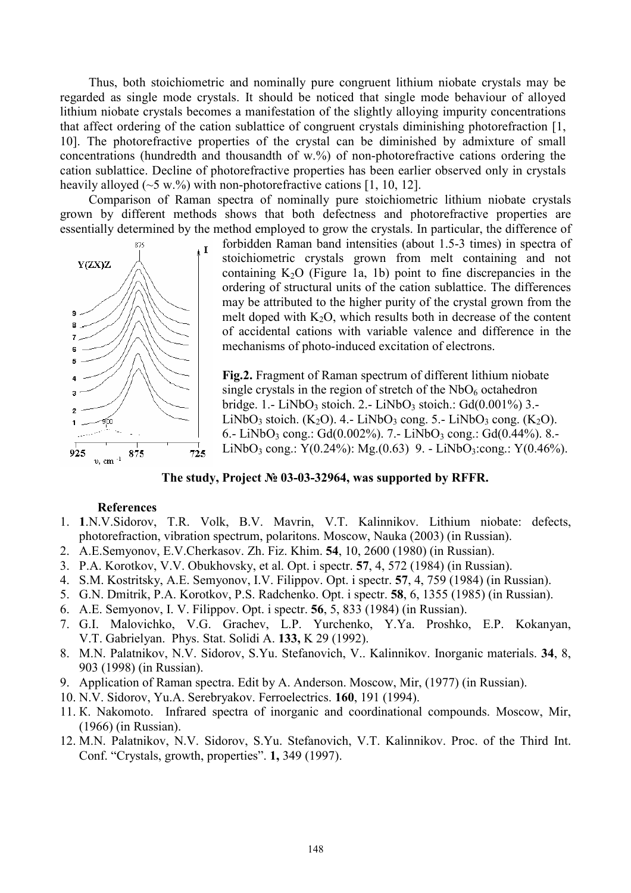Thus, both stoichiometric and nominally pure congruent lithium niobate crystals may be regarded as single mode crystals. It should be noticed that single mode behaviour of alloyed lithium niobate crystals becomes a manifestation of the slightly alloying impurity concentrations that affect ordering of the cation sublattice of congruent crystals diminishing photorefraction [1, 10]. The photorefractive properties of the crystal can be diminished by admixture of small concentrations (hundredth and thousandth of w.%) of non-photorefractive cations ordering the cation sublattice. Decline of photorefractive properties has been earlier observed only in crystals heavily alloyed (~5 w.%) with non-photorefractive cations [1, 10, 12].

Comparison of Raman spectra of nominally pure stoichiometric lithium niobate crystals grown by different methods shows that both defectness and photorefractive properties are essentially determined by the method employed to grow the crystals. In particular, the difference of forbidden Raman band intensities (about 1.5-3 times) in spectra of stoichiometric crystals grown from melt containing and not containing $K_2O$ (Figure 1a, 1b) point to fine discrepancies in the ordering of structural units of the cation sublattice. The differences may be attributed to the higher purity of the crystal grown from the melt doped with $K_2O$, which results both in decrease of the content of accidental cations with variable valence and difference in the mechanisms of photo-induced excitation of electrons.

Y(ZX)Z

875

I

9
8
7
6
5
4
3
2
1

900

925 875 725

υ, cm⁻¹

**Fig.2.** Fragment of Raman spectrum of different lithium niobate single crystals in the region of stretch of the $NbO_6$ octahedron bridge. 1.- $LiNbO_3$ stoich. 2.- $LiNbO_3$ stoich.: Gd(0.001%) 3.- $LiNbO_3$ stoich. ($K_2O$). 4.- $LiNbO_3$ cong. 5.- $LiNbO_3$ cong. ($K_2O$). 6.- $LiNbO_3$ cong.: Gd(0.002%). 7.- $LiNbO_3$ cong.: Gd(0.44%). 8.- $LiNbO_3$ cong.: Y(0.24%): Mg.(0.63) 9. - $LiNbO_3$:cong.: Y(0.46%).

**The study, Project № 03-03-32964, was supported by RFFR.**

**References**

1. **1**.N.V.Sidorov, T.R. Volk, B.V. Mavrin, V.T. Kalinnikov. Lithium niobate: defects, photorefraction, vibration spectrum, polaritons. Moscow, Nauka (2003) (in Russian).
2. A.E.Semyonov, E.V.Cherkasov. Zh. Fiz. Khim. **54**, 10, 2600 (1980) (in Russian).
3. P.A. Korotkov, V.V. Obukhovsky, et al. Opt. i spectr. **57**, 4, 572 (1984) (in Russian).
4. S.M. Kostritsky, A.E. Semyonov, I.V. Filippov. Opt. i spectr. **57**, 4, 759 (1984) (in Russian).
5. G.N. Dmitrik, P.A. Korotkov, P.S. Radchenko. Opt. i spectr. **58**, 6, 1355 (1985) (in Russian).
6. A.E. Semyonov, I. V. Filippov. Opt. i spectr. **56**, 5, 833 (1984) (in Russian).
7. G.I. Malovichko, V.G. Grachev, L.P. Yurchenko, Y.Ya. Proshko, E.P. Kokanyan, V.T. Gabrielyan. Phys. Stat. Solidi A. **133,** K 29 (1992).
8. M.N. Palatnikov, N.V. Sidorov, S.Yu. Stefanovich, V.. Kalinnikov. Inorganic materials. **34**, 8, 903 (1998) (in Russian).
9. Application of Raman spectra. Edit by A. Anderson. Moscow, Mir, (1977) (in Russian).
10. N.V. Sidorov, Yu.A. Serebryakov. Ferroelectrics. **160**, 191 (1994).
11. K. Nakomoto. Infrared spectra of inorganic and coordinational compounds. Moscow, Mir, (1966) (in Russian).
12. M.N. Palatnikov, N.V. Sidorov, S.Yu. Stefanovich, V.T. Kalinnikov. Proc. of the Third Int. Conf. "Crystals, growth, properties". **1,** 349 (1997).